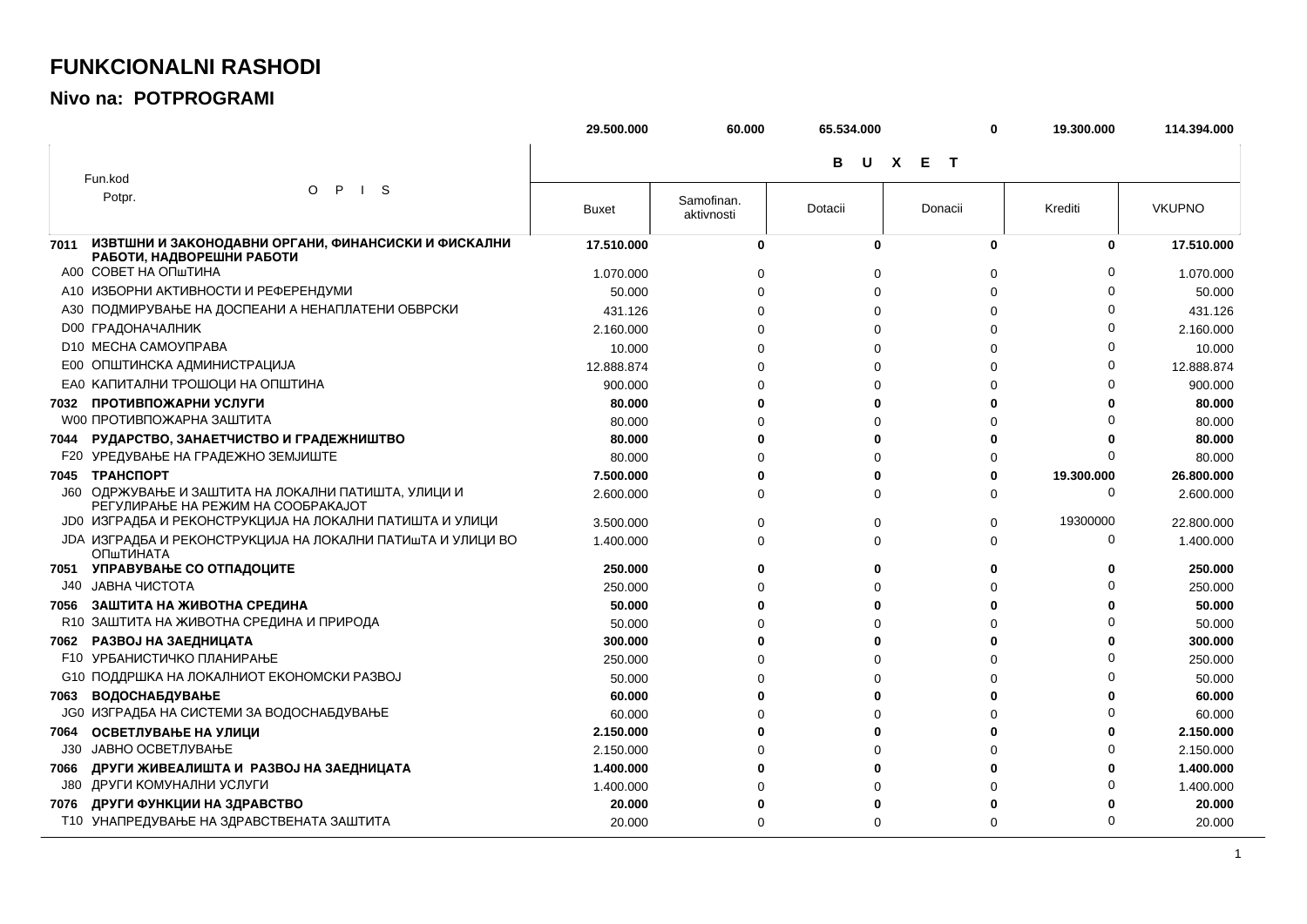# FUNKCIONALNI RASHODI

## Nivo na: POTPROGRAMI

| Fun.kod Potpr. | O P I S | Buxet | Samofinan. aktivnosti | Dotacii | Donacii | Krediti | VKUPNO |
|---|---|---|---|---|---|---|---|
| | | 29.500.000 | 60.000 | 65.534.000 | 0 | 19.300.000 | 114.394.000 |
| **7011** | **ИЗВТШНИ И ЗАКОНОДАВНИ ОРГАНИ, ФИНАНСИСКИ И ФИСКАЛНИ РАБОТИ, НАДВОРЕШНИ РАБОТИ** | **17.510.000** | **0** | **0** | **0** | **0** | **17.510.000** |
| A00 | СОВЕТ НА ОПшТИНА | 1.070.000 | 0 | 0 | 0 | 0 | 1.070.000 |
| A10 | ИЗБОРНИ АКТИВНОСТИ И РЕФЕРЕНДУМИ | 50.000 | 0 | 0 | 0 | 0 | 50.000 |
| A30 | ПОДМИРУВАЊЕ НА ДОСПЕАНИ А НЕНАПЛАТЕНИ ОБВРСКИ | 431.126 | 0 | 0 | 0 | 0 | 431.126 |
| D00 | ГРАДОНАЧАЛНИК | 2.160.000 | 0 | 0 | 0 | 0 | 2.160.000 |
| D10 | МЕСНА САМОУПРАВА | 10.000 | 0 | 0 | 0 | 0 | 10.000 |
| E00 | ОПШТИНСКА АДМИНИСТРАЦИЈА | 12.888.874 | 0 | 0 | 0 | 0 | 12.888.874 |
| EA0 | КАПИТАЛНИ ТРОШОЦИ НА ОПШТИНА | 900.000 | 0 | 0 | 0 | 0 | 900.000 |
| **7032** | **ПРОТИВПОЖАРНИ УСЛУГИ** | **80.000** | **0** | **0** | **0** | **0** | **80.000** |
| W00 | ПРОТИВПОЖАРНА ЗАШТИТА | 80.000 | 0 | 0 | 0 | 0 | 80.000 |
| **7044** | **РУДАРСТВО, ЗАНАЕТЧИСТВО И ГРАДЕЖНИШТВО** | **80.000** | **0** | **0** | **0** | **0** | **80.000** |
| F20 | УРЕДУВАЊЕ НА ГРАДЕЖНО ЗЕМЈИШТЕ | 80.000 | 0 | 0 | 0 | 0 | 80.000 |
| **7045** | **ТРАНСПОРТ** | **7.500.000** | **0** | **0** | **0** | **19.300.000** | **26.800.000** |
| J60 | ОДРЖУВАЊЕ И ЗАШТИТА НА ЛОКАЛНИ ПАТИШТА, УЛИЦИ И РЕГУЛИРАЊЕ НА РЕЖИМ НА СООБРАКАЈОТ | 2.600.000 | 0 | 0 | 0 | 0 | 2.600.000 |
| JD0 | ИЗГРАДБА И РЕКОНСТРУКЦИЈА НА ЛОКАЛНИ ПАТИШТА И УЛИЦИ | 3.500.000 | 0 | 0 | 0 | 19300000 | 22.800.000 |
| JDA | ИЗГРАДБА И РЕКОНСТРУКЦИЈА НА ЛОКАЛНИ ПАТИшТА И УЛИЦИ ВО ОПшТИНАТА | 1.400.000 | 0 | 0 | 0 | 0 | 1.400.000 |
| **7051** | **УПРАВУВАЊЕ СО ОТПАДОЦИТЕ** | **250.000** | **0** | **0** | **0** | **0** | **250.000** |
| J40 | ЈАВНА ЧИСТОТА | 250.000 | 0 | 0 | 0 | 0 | 250.000 |
| **7056** | **ЗАШТИТА НА ЖИВОТНА СРЕДИНА** | **50.000** | **0** | **0** | **0** | **0** | **50.000** |
| R10 | ЗАШТИТА НА ЖИВОТНА СРЕДИНА И ПРИРОДА | 50.000 | 0 | 0 | 0 | 0 | 50.000 |
| **7062** | **РАЗВОЈ НА ЗАЕДНИЦАТА** | **300.000** | **0** | **0** | **0** | **0** | **300.000** |
| F10 | УРБАНИСТИЧКО ПЛАНИРАЊЕ | 250.000 | 0 | 0 | 0 | 0 | 250.000 |
| G10 | ПОДДРШКА НА ЛОКАЛНИОТ ЕКОНОМСКИ РАЗВОЈ | 50.000 | 0 | 0 | 0 | 0 | 50.000 |
| **7063** | **ВОДОСНАБДУВАЊЕ** | **60.000** | **0** | **0** | **0** | **0** | **60.000** |
| JG0 | ИЗГРАДБА НА СИСТЕМИ ЗА ВОДОСНАБДУВАЊЕ | 60.000 | 0 | 0 | 0 | 0 | 60.000 |
| **7064** | **ОСВЕТЛУВАЊЕ НА УЛИЦИ** | **2.150.000** | **0** | **0** | **0** | **0** | **2.150.000** |
| J30 | ЈАВНО ОСВЕТЛУВАЊЕ | 2.150.000 | 0 | 0 | 0 | 0 | 2.150.000 |
| **7066** | **ДРУГИ ЖИВЕАЛИШТА И РАЗВОЈ НА ЗАЕДНИЦАТА** | **1.400.000** | **0** | **0** | **0** | **0** | **1.400.000** |
| J80 | ДРУГИ КОМУНАЛНИ УСЛУГИ | 1.400.000 | 0 | 0 | 0 | 0 | 1.400.000 |
| **7076** | **ДРУГИ ФУНКЦИИ НА ЗДРАВСТВО** | **20.000** | **0** | **0** | **0** | **0** | **20.000** |
| T10 | УНАПРЕДУВАЊЕ НА ЗДРАВСТВЕНАТА ЗАШТИТА | 20.000 | 0 | 0 | 0 | 0 | 20.000 |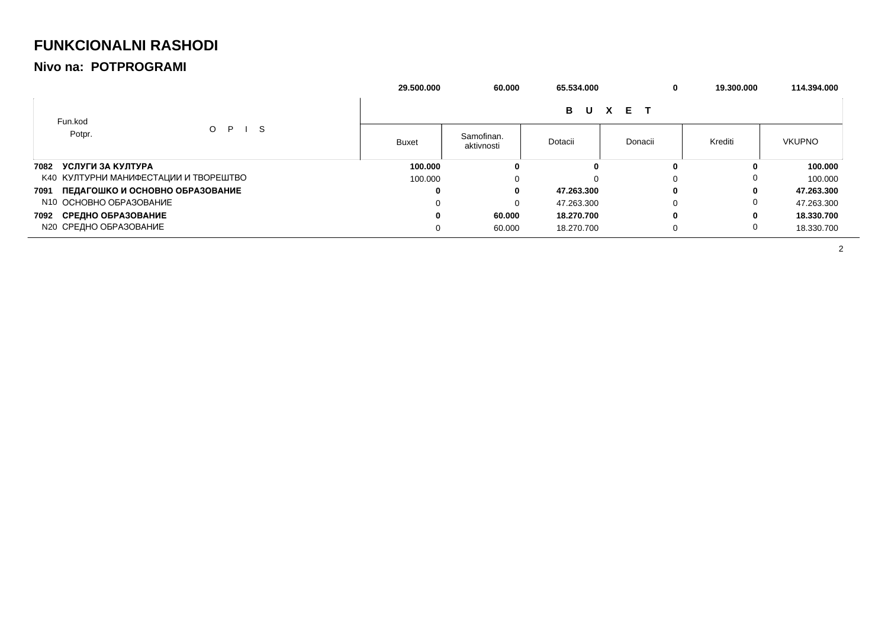# FUNKCIONALNI RASHODI

## Nivo na: POTPROGRAMI

| Fun.kod Potpr. | O P I S | Buxet | Samofinan. aktivnosti | Dotacii | Donacii | Krediti | VKUPNO |
|---|---|---|---|---|---|---|---|
| | | **29.500.000** | **60.000** | **65.534.000** | **0** | **19.300.000** | **114.394.000** |
| **7082** | **УСЛУГИ ЗА КУЛТУРА** | **100.000** | **0** | **0** | **0** | **0** | **100.000** |
| K40 | КУЛТУРНИ МАНИФЕСТАЦИИ И ТВОРЕШТВО | 100.000 | 0 | 0 | 0 | 0 | 100.000 |
| **7091** | **ПЕДАГОШКО И ОСНОВНО ОБРАЗОВАНИЕ** | **0** | **0** | **47.263.300** | **0** | **0** | **47.263.300** |
| N10 | ОСНОВНО ОБРАЗОВАНИЕ | 0 | 0 | 47.263.300 | 0 | 0 | 47.263.300 |
| **7092** | **СРЕДНО ОБРАЗОВАНИЕ** | **0** | **60.000** | **18.270.700** | **0** | **0** | **18.330.700** |
| N20 | СРЕДНО ОБРАЗОВАНИЕ | 0 | 60.000 | 18.270.700 | 0 | 0 | 18.330.700 |